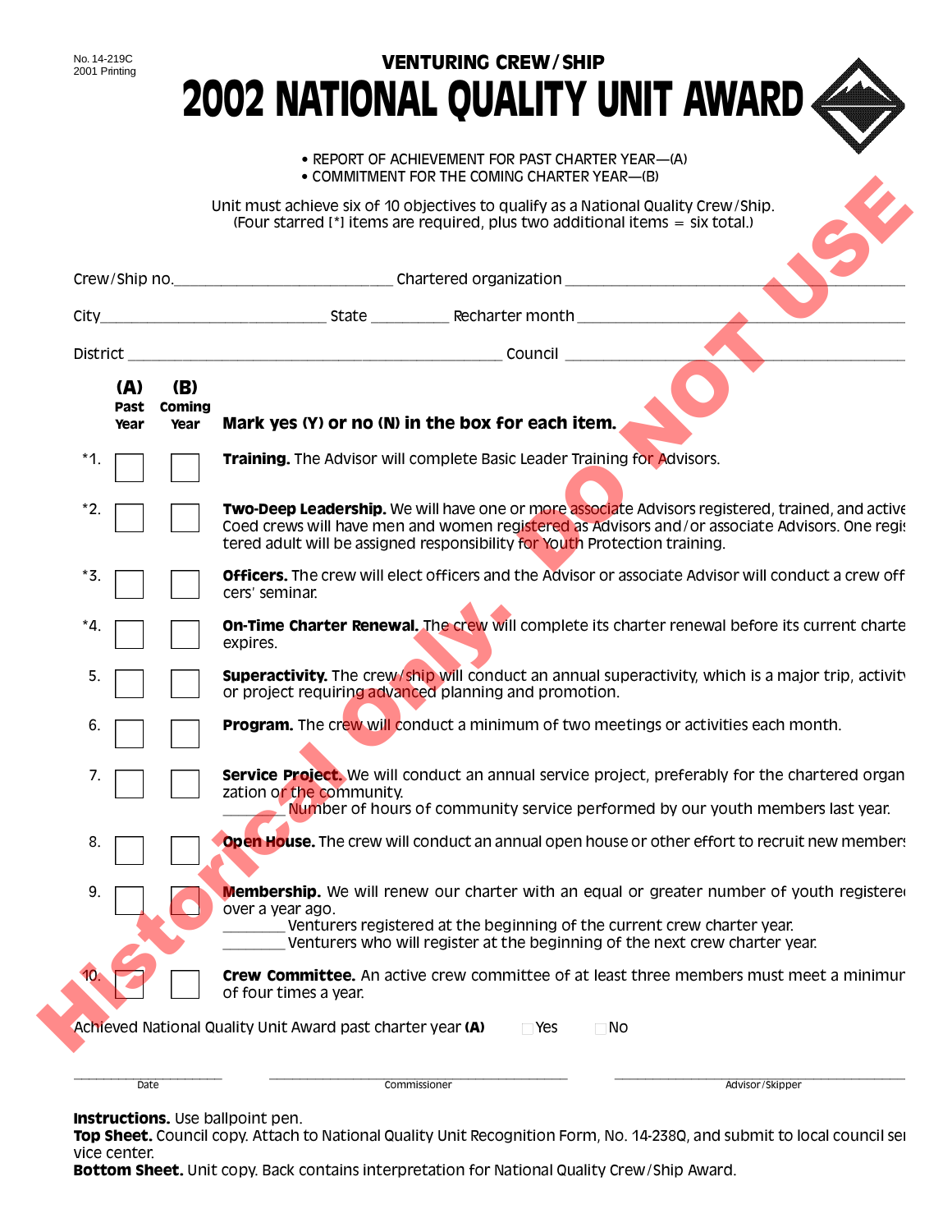No. 14-219C
2001 Printing

# VENTURING CREW/SHIP
# 2002 NATIONAL QUALITY UNIT AWARD

- REPORT OF ACHIEVEMENT FOR PAST CHARTER YEAR—(A)
- COMMITMENT FOR THE COMING CHARTER YEAR—(B)

Unit must achieve six of 10 objectives to qualify as a National Quality Crew/Ship.
(Four starred [*] items are required, plus two additional items = six total.)

Crew/Ship no.\_\_\_\_\_\_\_\_\_\_\_\_\_\_\_\_\_\_\_\_ Chartered organization \_\_\_\_\_\_\_\_\_\_\_\_\_\_\_\_\_\_\_\_

City\_\_\_\_\_\_\_\_\_\_\_\_\_\_\_\_\_\_\_\_ State \_\_\_\_\_\_\_\_ Recharter month \_\_\_\_\_\_\_\_\_\_\_\_\_\_\_\_\_\_\_\_

District \_\_\_\_\_\_\_\_\_\_\_\_\_\_\_\_\_\_\_\_ Council \_\_\_\_\_\_\_\_\_\_\_\_\_\_\_\_\_\_\_\_

| | (A) Past Year | (B) Coming Year | **Mark yes (Y) or no (N) in the box for each item.** |
|---|---|---|---|
| *1. | ☐ | ☐ | **Training.** The Advisor will complete Basic Leader Training for Advisors. |
| *2. | ☐ | ☐ | **Two-Deep Leadership.** We will have one or more associate Advisors registered, trained, and active. Coed crews will have men and women registered as Advisors and/or associate Advisors. One registered adult will be assigned responsibility for Youth Protection training. |
| *3. | ☐ | ☐ | **Officers.** The crew will elect officers and the Advisor or associate Advisor will conduct a crew officers' seminar. |
| *4. | ☐ | ☐ | **On-Time Charter Renewal.** The crew will complete its charter renewal before its current charter expires. |
| 5. | ☐ | ☐ | **Superactivity.** The crew/ship will conduct an annual superactivity, which is a major trip, activity, or project requiring advanced planning and promotion. |
| 6. | ☐ | ☐ | **Program.** The crew will conduct a minimum of two meetings or activities each month. |
| 7. | ☐ | ☐ | **Service Project.** We will conduct an annual service project, preferably for the chartered organization or the community. \_\_\_\_\_\_\_ Number of hours of community service performed by our youth members last year. |
| 8. | ☐ | ☐ | **Open House.** The crew will conduct an annual open house or other effort to recruit new members. |
| 9. | ☐ | ☐ | **Membership.** We will renew our charter with an equal or greater number of youth registered over a year ago. \_\_\_\_\_\_\_ Venturers registered at the beginning of the current crew charter year. \_\_\_\_\_\_\_ Venturers who will register at the beginning of the next crew charter year. |
| 10. | ☐ | ☐ | **Crew Committee.** An active crew committee of at least three members must meet a minimum of four times a year. |

Achieved National Quality Unit Award past charter year **(A)** ☐ Yes ☐ No

\_\_\_\_\_\_\_\_\_\_\_\_\_\_\_\_ Date

\_\_\_\_\_\_\_\_\_\_\_\_\_\_\_\_ Commissioner

\_\_\_\_\_\_\_\_\_\_\_\_\_\_\_\_ Advisor/Skipper

**Instructions.** Use ballpoint pen.
**Top Sheet.** Council copy. Attach to National Quality Unit Recognition Form, No. 14-238Q, and submit to local council service center.
**Bottom Sheet.** Unit copy. Back contains interpretation for National Quality Crew/Ship Award.

Historical Only. DO NOT USE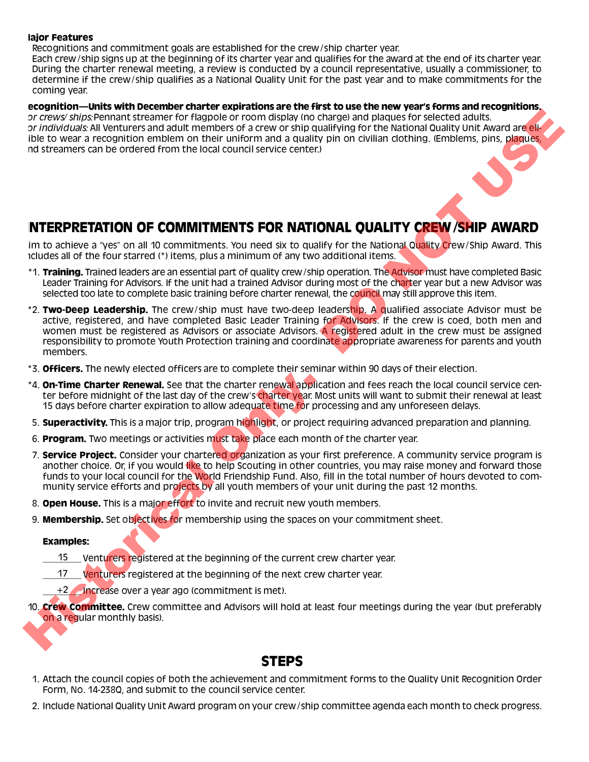**lajor Features**

Recognitions and commitment goals are established for the crew/ship charter year.

Each crew/ship signs up at the beginning of its charter year and qualifies for the award at the end of its charter year. During the charter renewal meeting, a review is conducted by a council representative, usually a commissioner, to determine if the crew/ship qualifies as a National Quality Unit for the past year and to make commitments for the coming year.

**ecognition—Units with December charter expirations are the first to use the new year's forms and recognitions.**

*or crews/ships:* Pennant streamer for flagpole or room display (no charge) and plaques for selected adults.

*or individuals:* All Venturers and adult members of a crew or ship qualifying for the National Quality Unit Award are eligible to wear a recognition emblem on their uniform and a quality pin on civilian clothing. (Emblems, pins, plaques, nd streamers can be ordered from the local council service center.)

## NTERPRETATION OF COMMITMENTS FOR NATIONAL QUALITY CREW/SHIP AWARD

im to achieve a "yes" on all 10 commitments. You need six to qualify for the National Quality Crew/Ship Award. This ncludes all of the four starred (*) items, plus a minimum of any two additional items.

*1. **Training.** Trained leaders are an essential part of quality crew/ship operation. The Advisor must have completed Basic Leader Training for Advisors. If the unit had a trained Advisor during most of the charter year but a new Advisor was selected too late to complete basic training before charter renewal, the council may still approve this item.

*2. **Two-Deep Leadership.** The crew/ship must have two-deep leadership. A qualified associate Advisor must be active, registered, and have completed Basic Leader Training for Advisors. If the crew is coed, both men and women must be registered as Advisors or associate Advisors. A registered adult in the crew must be assigned responsibility to promote Youth Protection training and coordinate appropriate awareness for parents and youth members.

*3. **Officers.** The newly elected officers are to complete their seminar within 90 days of their election.

*4. **On-Time Charter Renewal.** See that the charter renewal application and fees reach the local council service center before midnight of the last day of the crew's charter year. Most units will want to submit their renewal at least 15 days before charter expiration to allow adequate time for processing and any unforeseen delays.

5. **Superactivity.** This is a major trip, program highlight, or project requiring advanced preparation and planning.

6. **Program.** Two meetings or activities must take place each month of the charter year.

7. **Service Project.** Consider your chartered organization as your first preference. A community service program is another choice. Or, if you would like to help Scouting in other countries, you may raise money and forward those funds to your local council for the World Friendship Fund. Also, fill in the total number of hours devoted to community service efforts and projects by all youth members of your unit during the past 12 months.

8. **Open House.** This is a major effort to invite and recruit new youth members.

9. **Membership.** Set objectives for membership using the spaces on your commitment sheet.

   **Examples:**

   \_\_15\_\_ Venturers registered at the beginning of the current crew charter year.

   \_\_17\_\_ Venturers registered at the beginning of the next crew charter year.

   \_\_+2\_\_ Increase over a year ago (commitment is met).

10. **Crew Committee.** Crew committee and Advisors will hold at least four meetings during the year (but preferably on a regular monthly basis).

## STEPS

1. Attach the council copies of both the achievement and commitment forms to the Quality Unit Recognition Order Form, No. 14-238Q, and submit to the council service center.
2. Include National Quality Unit Award program on your crew/ship committee agenda each month to check progress.

Historical Only: DO NOT USE